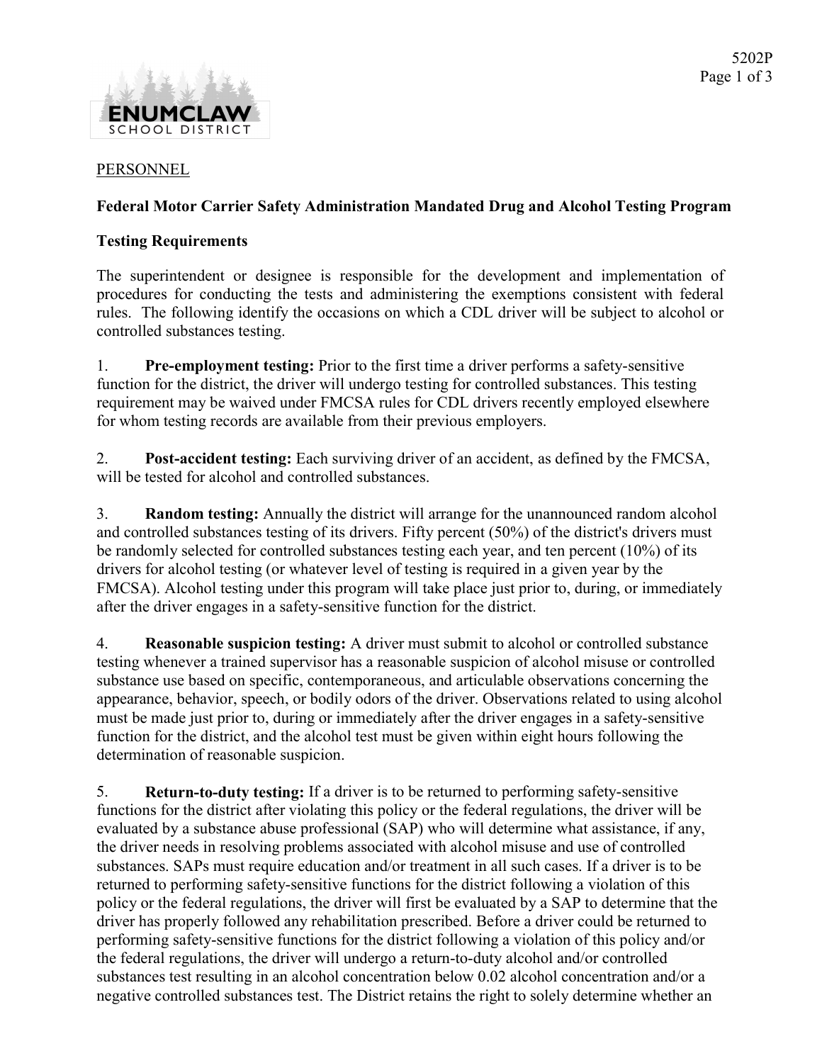PERSONNEL

## Federal Motor Carrier Safety Administration Mandated Drug and Alcohol Testing Program

### Testing Requirements

The superintendent or designee is responsible for the development and implementation of procedures for conducting the tests and administering the exemptions consistent with federal rules. The following identify the occasions on which a CDL driver will be subject to alcohol or controlled substances testing.

1. **Pre-employment testing:** Prior to the first time a driver performs a safety-sensitive function for the district, the driver will undergo testing for controlled substances. This testing requirement may be waived under FMCSA rules for CDL drivers recently employed elsewhere for whom testing records are available from their previous employers.

2. **Post-accident testing:** Each surviving driver of an accident, as defined by the FMCSA, will be tested for alcohol and controlled substances.

3. **Random testing:** Annually the district will arrange for the unannounced random alcohol and controlled substances testing of its drivers. Fifty percent (50%) of the district's drivers must be randomly selected for controlled substances testing each year, and ten percent (10%) of its drivers for alcohol testing (or whatever level of testing is required in a given year by the FMCSA). Alcohol testing under this program will take place just prior to, during, or immediately after the driver engages in a safety-sensitive function for the district.

4. **Reasonable suspicion testing:** A driver must submit to alcohol or controlled substance testing whenever a trained supervisor has a reasonable suspicion of alcohol misuse or controlled substance use based on specific, contemporaneous, and articulable observations concerning the appearance, behavior, speech, or bodily odors of the driver. Observations related to using alcohol must be made just prior to, during or immediately after the driver engages in a safety-sensitive function for the district, and the alcohol test must be given within eight hours following the determination of reasonable suspicion.

5. **Return-to-duty testing:** If a driver is to be returned to performing safety-sensitive functions for the district after violating this policy or the federal regulations, the driver will be evaluated by a substance abuse professional (SAP) who will determine what assistance, if any, the driver needs in resolving problems associated with alcohol misuse and use of controlled substances. SAPs must require education and/or treatment in all such cases. If a driver is to be returned to performing safety-sensitive functions for the district following a violation of this policy or the federal regulations, the driver will first be evaluated by a SAP to determine that the driver has properly followed any rehabilitation prescribed. Before a driver could be returned to performing safety-sensitive functions for the district following a violation of this policy and/or the federal regulations, the driver will undergo a return-to-duty alcohol and/or controlled substances test resulting in an alcohol concentration below 0.02 alcohol concentration and/or a negative controlled substances test. The District retains the right to solely determine whether an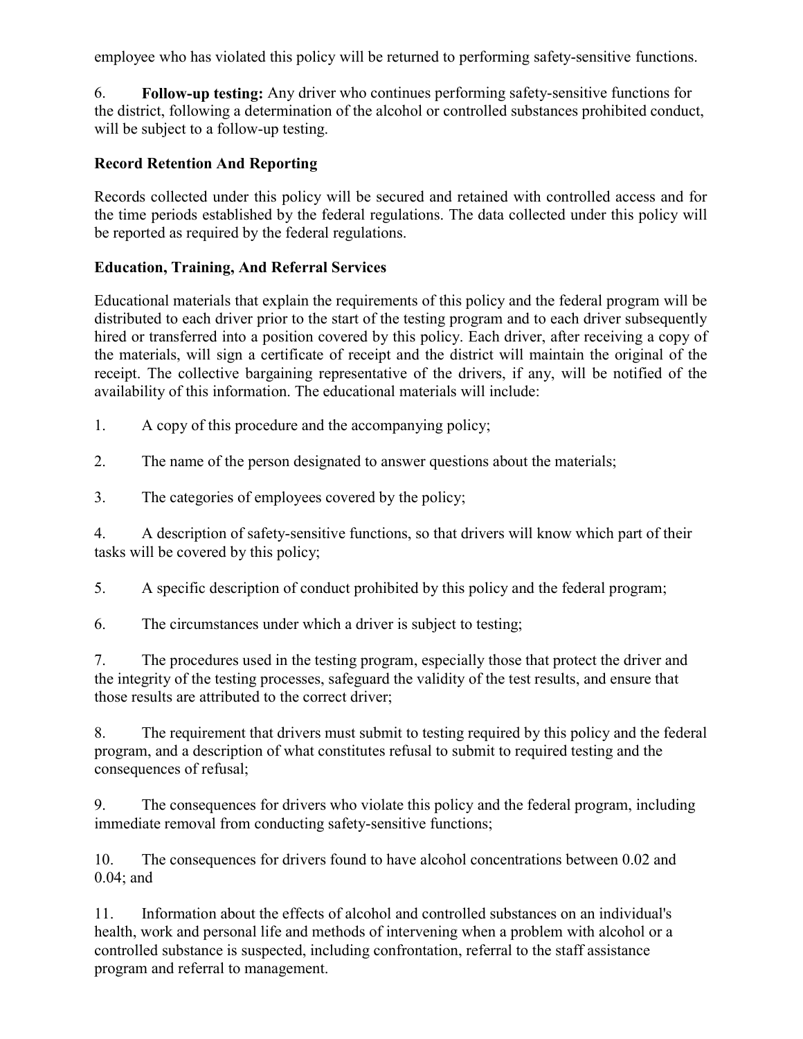employee who has violated this policy will be returned to performing safety-sensitive functions.

6. **Follow-up testing:** Any driver who continues performing safety-sensitive functions for the district, following a determination of the alcohol or controlled substances prohibited conduct, will be subject to a follow-up testing.

**Record Retention And Reporting**

Records collected under this policy will be secured and retained with controlled access and for the time periods established by the federal regulations. The data collected under this policy will be reported as required by the federal regulations.

**Education, Training, And Referral Services**

Educational materials that explain the requirements of this policy and the federal program will be distributed to each driver prior to the start of the testing program and to each driver subsequently hired or transferred into a position covered by this policy. Each driver, after receiving a copy of the materials, will sign a certificate of receipt and the district will maintain the original of the receipt. The collective bargaining representative of the drivers, if any, will be notified of the availability of this information. The educational materials will include:

1. A copy of this procedure and the accompanying policy;

2. The name of the person designated to answer questions about the materials;

3. The categories of employees covered by the policy;

4. A description of safety-sensitive functions, so that drivers will know which part of their tasks will be covered by this policy;

5. A specific description of conduct prohibited by this policy and the federal program;

6. The circumstances under which a driver is subject to testing;

7. The procedures used in the testing program, especially those that protect the driver and the integrity of the testing processes, safeguard the validity of the test results, and ensure that those results are attributed to the correct driver;

8. The requirement that drivers must submit to testing required by this policy and the federal program, and a description of what constitutes refusal to submit to required testing and the consequences of refusal;

9. The consequences for drivers who violate this policy and the federal program, including immediate removal from conducting safety-sensitive functions;

10. The consequences for drivers found to have alcohol concentrations between 0.02 and 0.04; and

11. Information about the effects of alcohol and controlled substances on an individual's health, work and personal life and methods of intervening when a problem with alcohol or a controlled substance is suspected, including confrontation, referral to the staff assistance program and referral to management.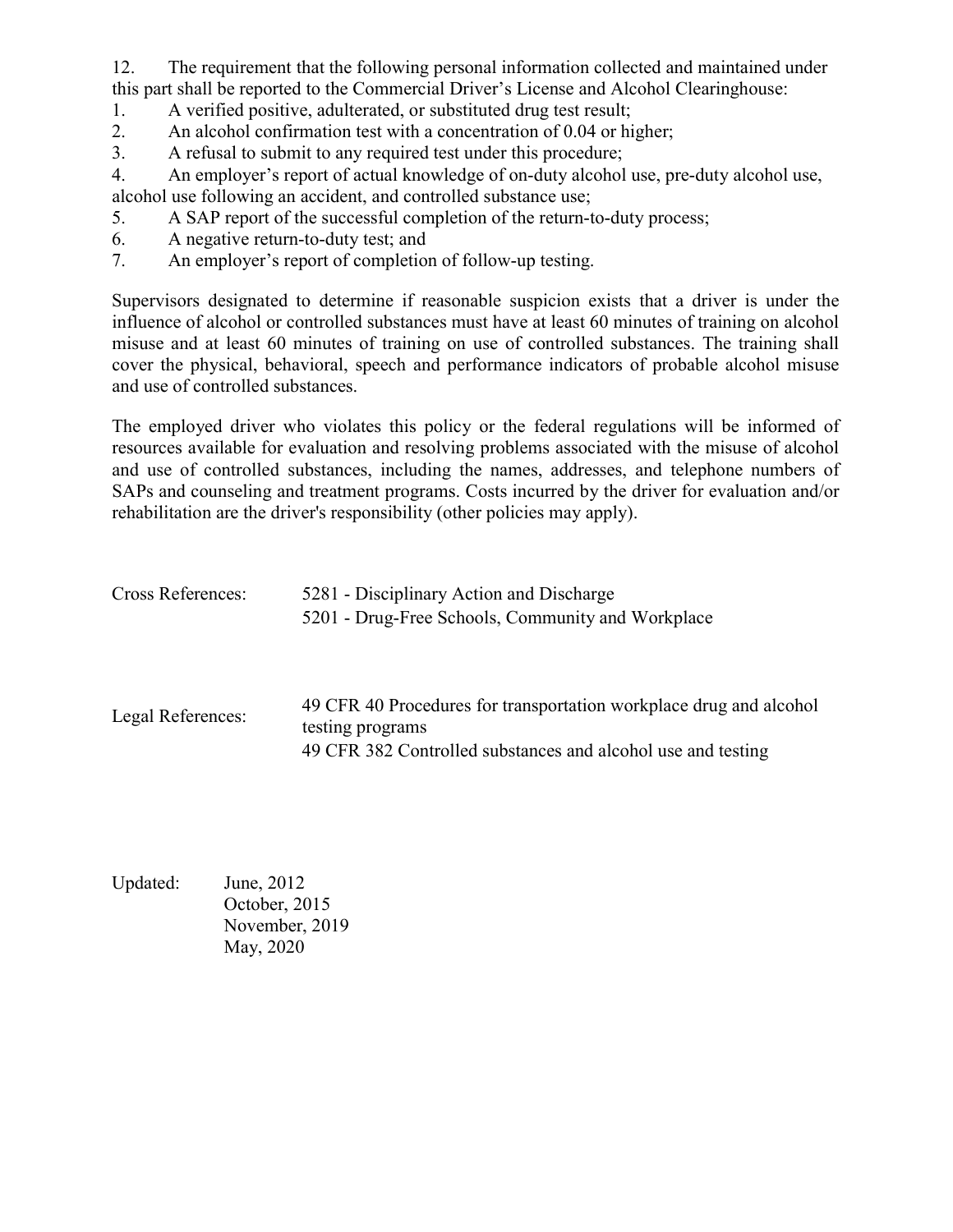12. The requirement that the following personal information collected and maintained under this part shall be reported to the Commercial Driver's License and Alcohol Clearinghouse:

1. A verified positive, adulterated, or substituted drug test result;
2. An alcohol confirmation test with a concentration of 0.04 or higher;
3. A refusal to submit to any required test under this procedure;
4. An employer's report of actual knowledge of on-duty alcohol use, pre-duty alcohol use, alcohol use following an accident, and controlled substance use;
5. A SAP report of the successful completion of the return-to-duty process;
6. A negative return-to-duty test; and
7. An employer's report of completion of follow-up testing.

Supervisors designated to determine if reasonable suspicion exists that a driver is under the influence of alcohol or controlled substances must have at least 60 minutes of training on alcohol misuse and at least 60 minutes of training on use of controlled substances. The training shall cover the physical, behavioral, speech and performance indicators of probable alcohol misuse and use of controlled substances.

The employed driver who violates this policy or the federal regulations will be informed of resources available for evaluation and resolving problems associated with the misuse of alcohol and use of controlled substances, including the names, addresses, and telephone numbers of SAPs and counseling and treatment programs. Costs incurred by the driver for evaluation and/or rehabilitation are the driver's responsibility (other policies may apply).

Cross References:
- 5281 - Disciplinary Action and Discharge
- 5201 - Drug-Free Schools, Community and Workplace

Legal References:
- 49 CFR 40 Procedures for transportation workplace drug and alcohol testing programs
- 49 CFR 382 Controlled substances and alcohol use and testing

Updated:
- June, 2012
- October, 2015
- November, 2019
- May, 2020